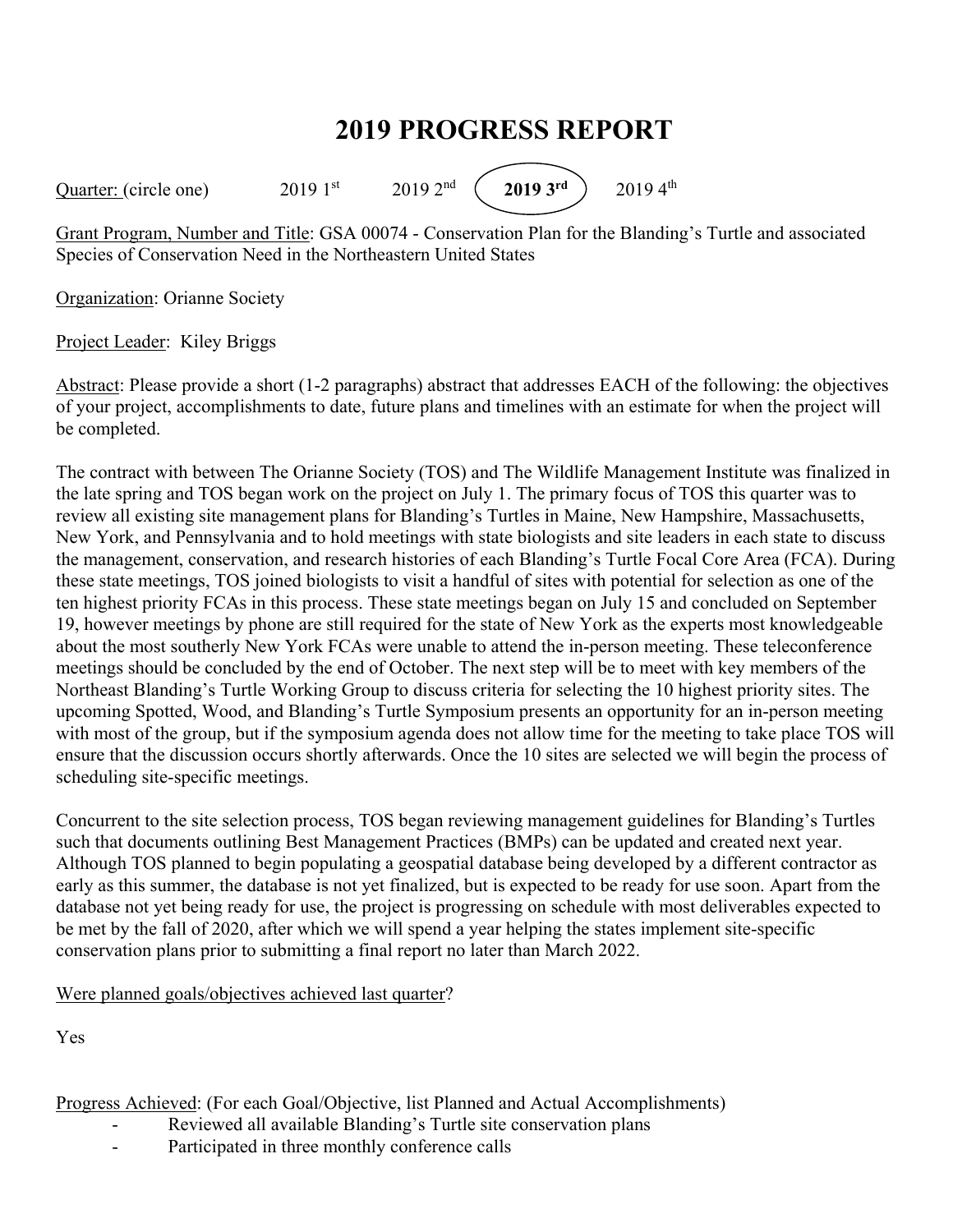# 2019 PROGRESS REPORT

Quarter: (circle one) 2019 1st 2019 2nd **2019 3rd** 2019 4th

Grant Program, Number and Title: GSA 00074 - Conservation Plan for the Blanding's Turtle and associated Species of Conservation Need in the Northeastern United States

Organization: Orianne Society

Project Leader: Kiley Briggs

Abstract: Please provide a short (1-2 paragraphs) abstract that addresses EACH of the following: the objectives of your project, accomplishments to date, future plans and timelines with an estimate for when the project will be completed.

The contract with between The Orianne Society (TOS) and The Wildlife Management Institute was finalized in the late spring and TOS began work on the project on July 1. The primary focus of TOS this quarter was to review all existing site management plans for Blanding's Turtles in Maine, New Hampshire, Massachusetts, New York, and Pennsylvania and to hold meetings with state biologists and site leaders in each state to discuss the management, conservation, and research histories of each Blanding's Turtle Focal Core Area (FCA). During these state meetings, TOS joined biologists to visit a handful of sites with potential for selection as one of the ten highest priority FCAs in this process. These state meetings began on July 15 and concluded on September 19, however meetings by phone are still required for the state of New York as the experts most knowledgeable about the most southerly New York FCAs were unable to attend the in-person meeting. These teleconference meetings should be concluded by the end of October. The next step will be to meet with key members of the Northeast Blanding's Turtle Working Group to discuss criteria for selecting the 10 highest priority sites. The upcoming Spotted, Wood, and Blanding's Turtle Symposium presents an opportunity for an in-person meeting with most of the group, but if the symposium agenda does not allow time for the meeting to take place TOS will ensure that the discussion occurs shortly afterwards. Once the 10 sites are selected we will begin the process of scheduling site-specific meetings.

Concurrent to the site selection process, TOS began reviewing management guidelines for Blanding's Turtles such that documents outlining Best Management Practices (BMPs) can be updated and created next year. Although TOS planned to begin populating a geospatial database being developed by a different contractor as early as this summer, the database is not yet finalized, but is expected to be ready for use soon. Apart from the database not yet being ready for use, the project is progressing on schedule with most deliverables expected to be met by the fall of 2020, after which we will spend a year helping the states implement site-specific conservation plans prior to submitting a final report no later than March 2022.

Were planned goals/objectives achieved last quarter?

Yes

Progress Achieved: (For each Goal/Objective, list Planned and Actual Accomplishments)

- Reviewed all available Blanding's Turtle site conservation plans
- Participated in three monthly conference calls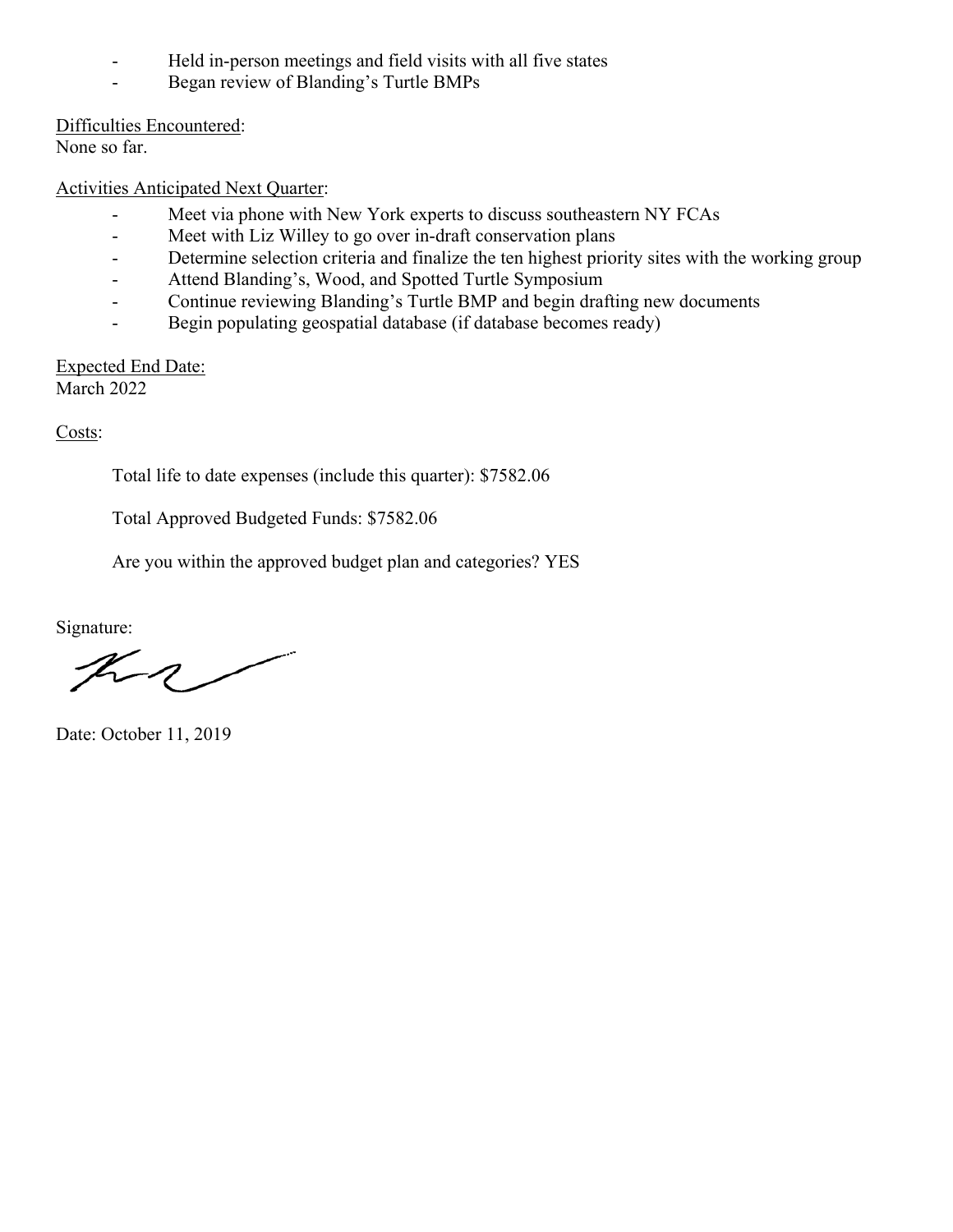- Held in-person meetings and field visits with all five states
- Began review of Blanding's Turtle BMPs

Difficulties Encountered:
None so far.

Activities Anticipated Next Quarter:

- Meet via phone with New York experts to discuss southeastern NY FCAs
- Meet with Liz Willey to go over in-draft conservation plans
- Determine selection criteria and finalize the ten highest priority sites with the working group
- Attend Blanding's, Wood, and Spotted Turtle Symposium
- Continue reviewing Blanding's Turtle BMP and begin drafting new documents
- Begin populating geospatial database (if database becomes ready)

Expected End Date:
March 2022

Costs:

Total life to date expenses (include this quarter): $7582.06

Total Approved Budgeted Funds: $7582.06

Are you within the approved budget plan and categories? YES

Signature:

Date: October 11, 2019